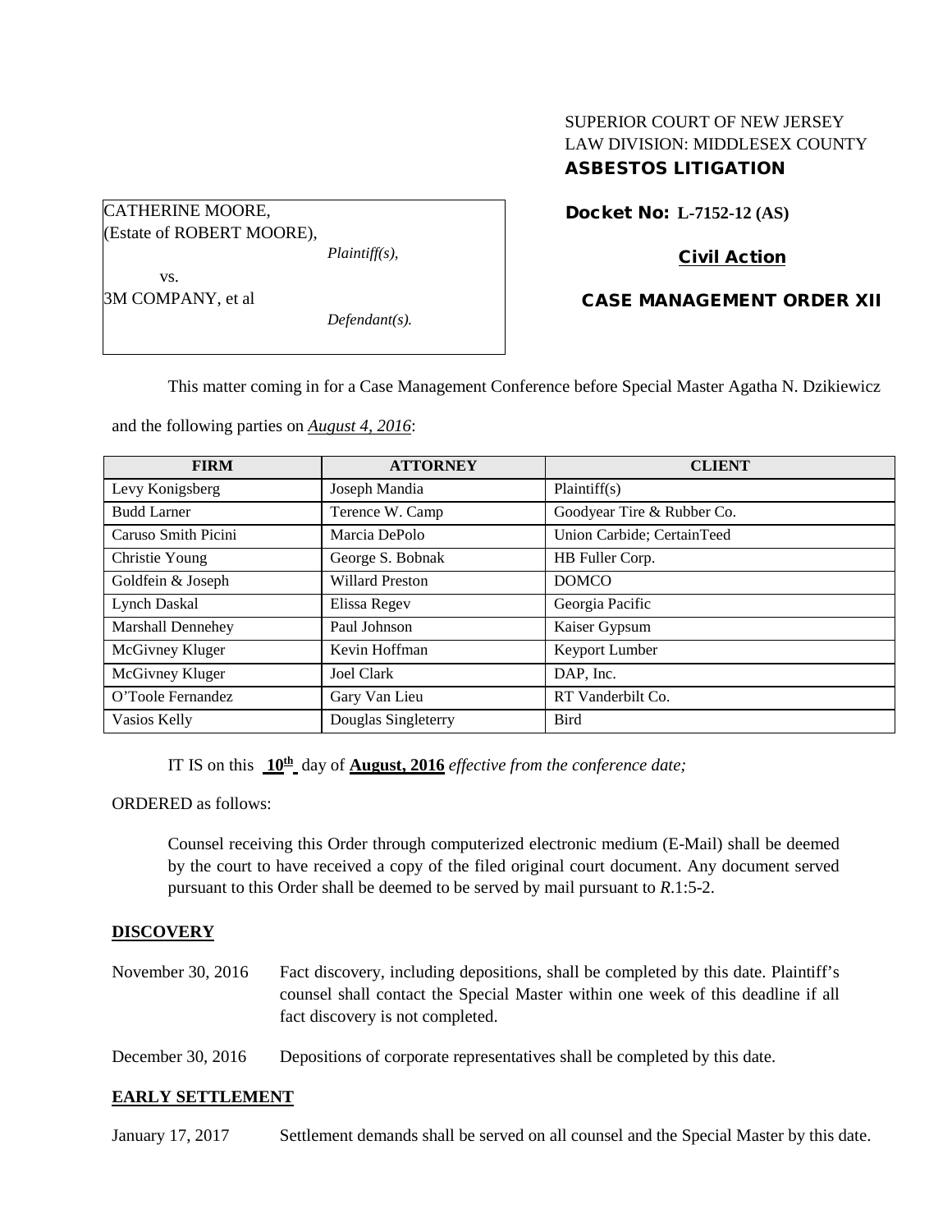SUPERIOR COURT OF NEW JERSEY
LAW DIVISION: MIDDLESEX COUNTY
**ASBESTOS LITIGATION**

CATHERINE MOORE,
(Estate of ROBERT MOORE),
*Plaintiff(s),*

vs.

3M COMPANY, et al
*Defendant(s).*

**Docket No: L-7152-12 (AS)**

**Civil Action**

**CASE MANAGEMENT ORDER XII**

This matter coming in for a Case Management Conference before Special Master Agatha N. Dzikiewicz and the following parties on ***August 4, 2016***:

| FIRM | ATTORNEY | CLIENT |
|---|---|---|
| Levy Konigsberg | Joseph Mandia | Plaintiff(s) |
| Budd Larner | Terence W. Camp | Goodyear Tire & Rubber Co. |
| Caruso Smith Picini | Marcia DePolo | Union Carbide; CertainTeed |
| Christie Young | George S. Bobnak | HB Fuller Corp. |
| Goldfein & Joseph | Willard Preston | DOMCO |
| Lynch Daskal | Elissa Regev | Georgia Pacific |
| Marshall Dennehey | Paul Johnson | Kaiser Gypsum |
| McGivney Kluger | Kevin Hoffman | Keyport Lumber |
| McGivney Kluger | Joel Clark | DAP, Inc. |
| O'Toole Fernandez | Gary Van Lieu | RT Vanderbilt Co. |
| Vasios Kelly | Douglas Singleterry | Bird |

IT IS on this **10th** day of **August, 2016** *effective from the conference date;*

ORDERED as follows:

Counsel receiving this Order through computerized electronic medium (E-Mail) shall be deemed by the court to have received a copy of the filed original court document. Any document served pursuant to this Order shall be deemed to be served by mail pursuant to *R*.1:5-2.

**DISCOVERY**

November 30, 2016 Fact discovery, including depositions, shall be completed by this date. Plaintiff's counsel shall contact the Special Master within one week of this deadline if all fact discovery is not completed.

December 30, 2016 Depositions of corporate representatives shall be completed by this date.

**EARLY SETTLEMENT**

January 17, 2017 Settlement demands shall be served on all counsel and the Special Master by this date.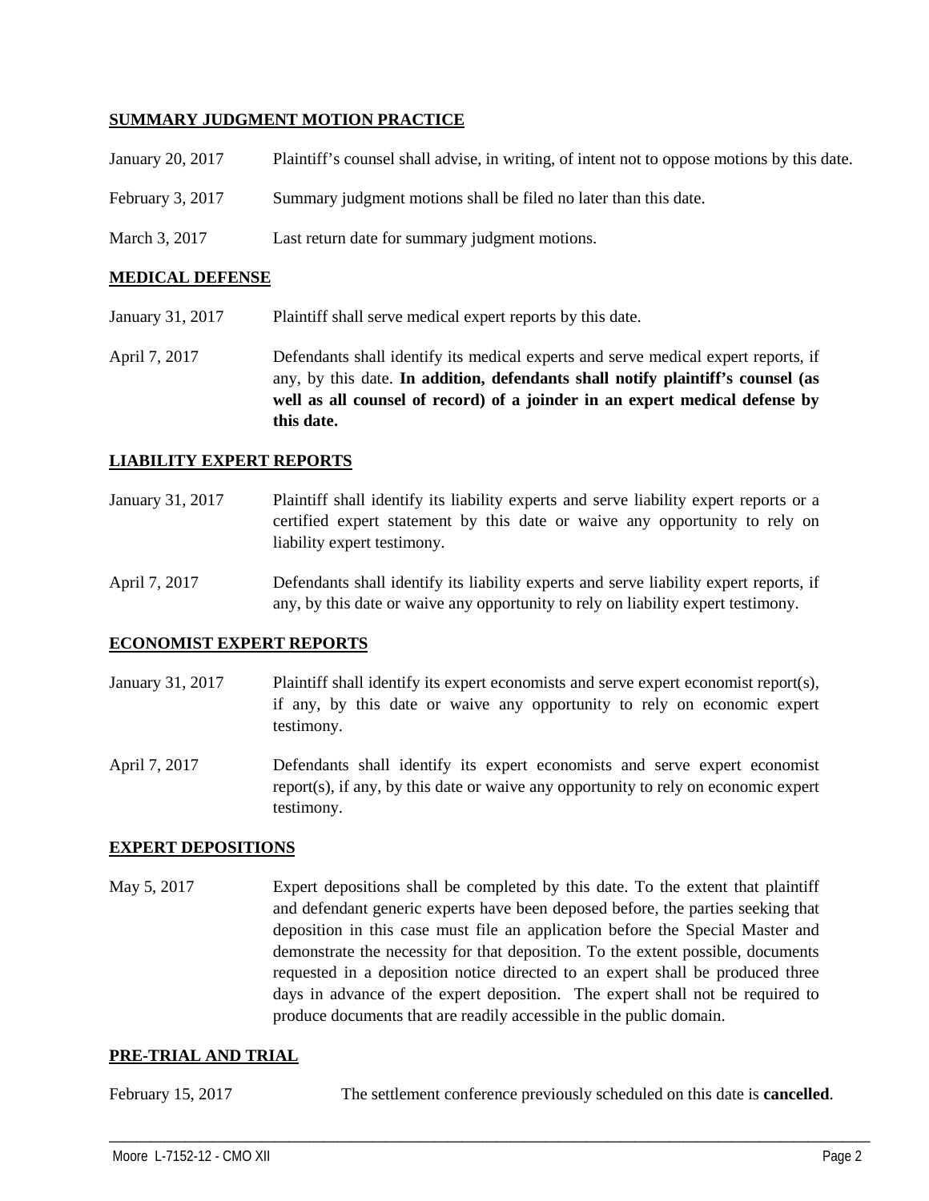**SUMMARY JUDGMENT MOTION PRACTICE**

January 20, 2017 Plaintiff's counsel shall advise, in writing, of intent not to oppose motions by this date.

February 3, 2017 Summary judgment motions shall be filed no later than this date.

March 3, 2017 Last return date for summary judgment motions.

**MEDICAL DEFENSE**

January 31, 2017 Plaintiff shall serve medical expert reports by this date.

April 7, 2017 Defendants shall identify its medical experts and serve medical expert reports, if any, by this date. **In addition, defendants shall notify plaintiff's counsel (as well as all counsel of record) of a joinder in an expert medical defense by this date.**

**LIABILITY EXPERT REPORTS**

January 31, 2017 Plaintiff shall identify its liability experts and serve liability expert reports or a certified expert statement by this date or waive any opportunity to rely on liability expert testimony.

April 7, 2017 Defendants shall identify its liability experts and serve liability expert reports, if any, by this date or waive any opportunity to rely on liability expert testimony.

**ECONOMIST EXPERT REPORTS**

January 31, 2017 Plaintiff shall identify its expert economists and serve expert economist report(s), if any, by this date or waive any opportunity to rely on economic expert testimony.

April 7, 2017 Defendants shall identify its expert economists and serve expert economist report(s), if any, by this date or waive any opportunity to rely on economic expert testimony.

**EXPERT DEPOSITIONS**

May 5, 2017 Expert depositions shall be completed by this date. To the extent that plaintiff and defendant generic experts have been deposed before, the parties seeking that deposition in this case must file an application before the Special Master and demonstrate the necessity for that deposition. To the extent possible, documents requested in a deposition notice directed to an expert shall be produced three days in advance of the expert deposition. The expert shall not be required to produce documents that are readily accessible in the public domain.

**PRE-TRIAL AND TRIAL**

February 15, 2017 The settlement conference previously scheduled on this date is **cancelled**.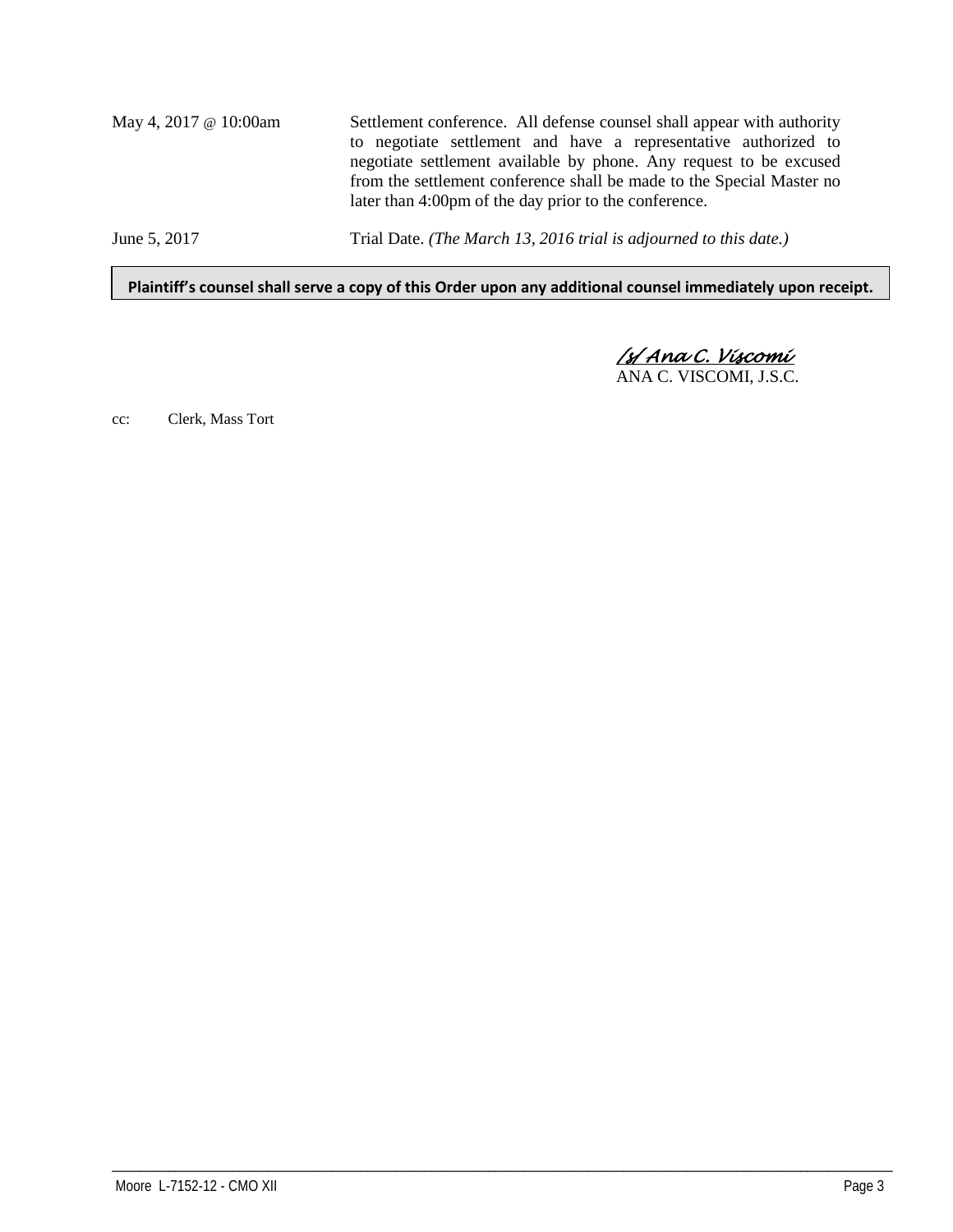| | |
|---|---|
| May 4, 2017 @ 10:00am | Settlement conference. All defense counsel shall appear with authority to negotiate settlement and have a representative authorized to negotiate settlement available by phone. Any request to be excused from the settlement conference shall be made to the Special Master no later than 4:00pm of the day prior to the conference. |
| June 5, 2017 | Trial Date. *(The March 13, 2016 trial is adjourned to this date.)* |

**Plaintiff's counsel shall serve a copy of this Order upon any additional counsel immediately upon receipt.**

*/s/ Ana C. Viscomi*
ANA C. VISCOMI, J.S.C.

cc: Clerk, Mass Tort